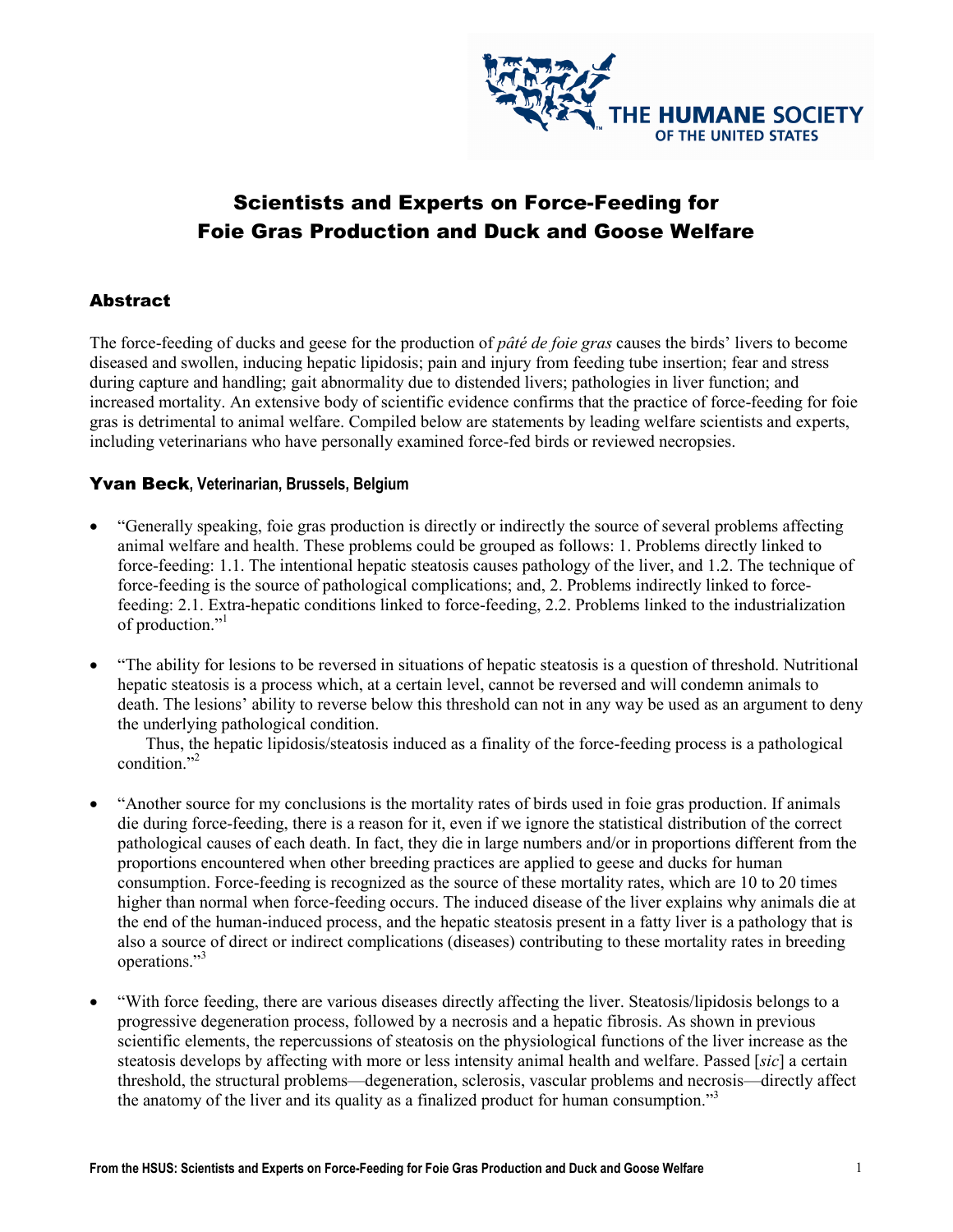THE HUMANE SOCIETY OF THE UNITED STATES

# Scientists and Experts on Force-Feeding for Foie Gras Production and Duck and Goose Welfare

## Abstract

The force-feeding of ducks and geese for the production of *pâté de foie gras* causes the birds' livers to become diseased and swollen, inducing hepatic lipidosis; pain and injury from feeding tube insertion; fear and stress during capture and handling; gait abnormality due to distended livers; pathologies in liver function; and increased mortality. An extensive body of scientific evidence confirms that the practice of force-feeding for foie gras is detrimental to animal welfare. Compiled below are statements by leading welfare scientists and experts, including veterinarians who have personally examined force-fed birds or reviewed necropsies.

### Yvan Beck, Veterinarian, Brussels, Belgium

- "Generally speaking, foie gras production is directly or indirectly the source of several problems affecting animal welfare and health. These problems could be grouped as follows: 1. Problems directly linked to force-feeding: 1.1. The intentional hepatic steatosis causes pathology of the liver, and 1.2. The technique of force-feeding is the source of pathological complications; and, 2. Problems indirectly linked to force-feeding: 2.1. Extra-hepatic conditions linked to force-feeding, 2.2. Problems linked to the industrialization of production."[1]

- "The ability for lesions to be reversed in situations of hepatic steatosis is a question of threshold. Nutritional hepatic steatosis is a process which, at a certain level, cannot be reversed and will condemn animals to death. The lesions' ability to reverse below this threshold can not in any way be used as an argument to deny the underlying pathological condition.

  Thus, the hepatic lipidosis/steatosis induced as a finality of the force-feeding process is a pathological condition."[2]

- "Another source for my conclusions is the mortality rates of birds used in foie gras production. If animals die during force-feeding, there is a reason for it, even if we ignore the statistical distribution of the correct pathological causes of each death. In fact, they die in large numbers and/or in proportions different from the proportions encountered when other breeding practices are applied to geese and ducks for human consumption. Force-feeding is recognized as the source of these mortality rates, which are 10 to 20 times higher than normal when force-feeding occurs. The induced disease of the liver explains why animals die at the end of the human-induced process, and the hepatic steatosis present in a fatty liver is a pathology that is also a source of direct or indirect complications (diseases) contributing to these mortality rates in breeding operations."[3]

- "With force feeding, there are various diseases directly affecting the liver. Steatosis/lipidosis belongs to a progressive degeneration process, followed by a necrosis and a hepatic fibrosis. As shown in previous scientific elements, the repercussions of steatosis on the physiological functions of the liver increase as the steatosis develops by affecting with more or less intensity animal health and welfare. Passed [*sic*] a certain threshold, the structural problems—degeneration, sclerosis, vascular problems and necrosis—directly affect the anatomy of the liver and its quality as a finalized product for human consumption."[3]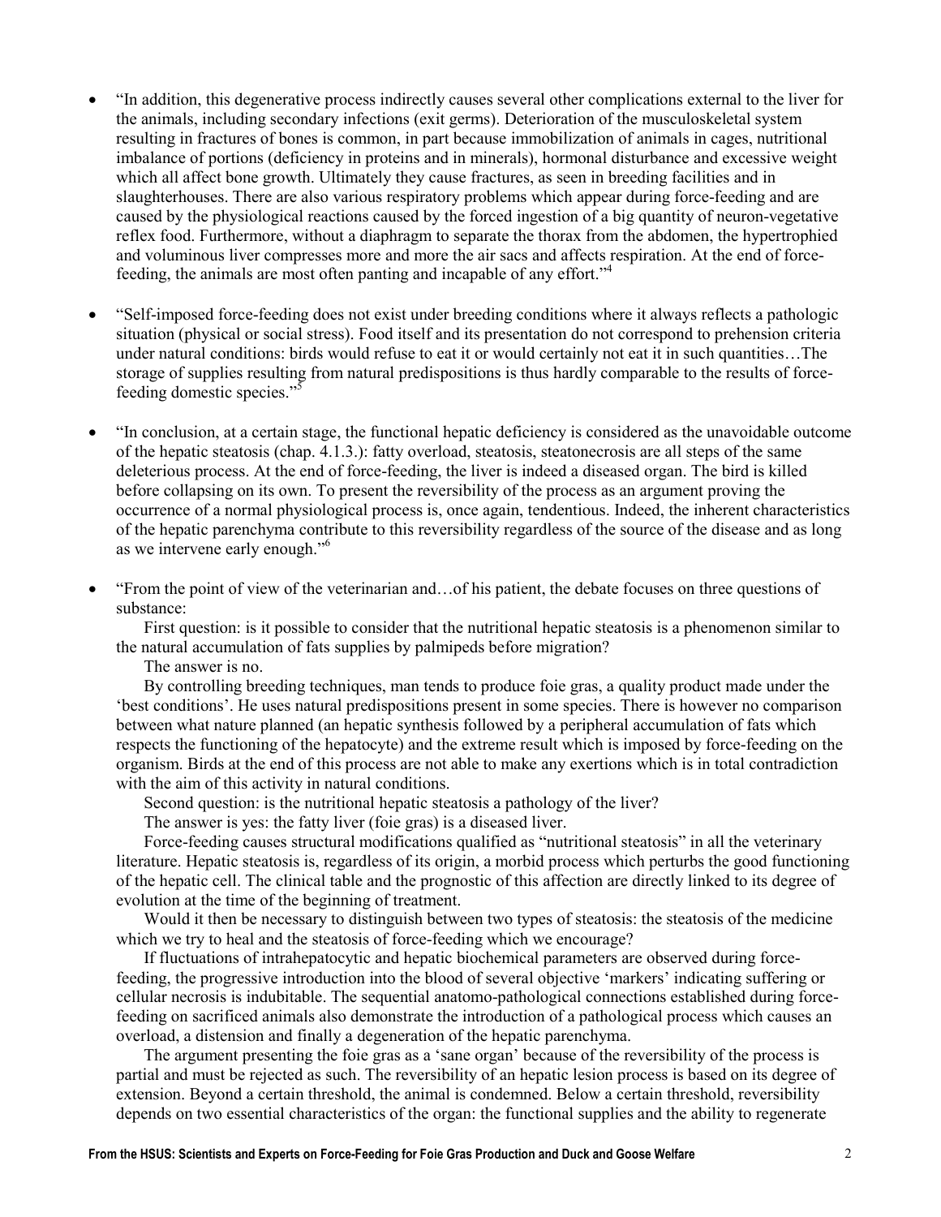- "In addition, this degenerative process indirectly causes several other complications external to the liver for the animals, including secondary infections (exit germs). Deterioration of the musculoskeletal system resulting in fractures of bones is common, in part because immobilization of animals in cages, nutritional imbalance of portions (deficiency in proteins and in minerals), hormonal disturbance and excessive weight which all affect bone growth. Ultimately they cause fractures, as seen in breeding facilities and in slaughterhouses. There are also various respiratory problems which appear during force-feeding and are caused by the physiological reactions caused by the forced ingestion of a big quantity of neuron-vegetative reflex food. Furthermore, without a diaphragm to separate the thorax from the abdomen, the hypertrophied and voluminous liver compresses more and more the air sacs and affects respiration. At the end of force-feeding, the animals are most often panting and incapable of any effort."[4]

- "Self-imposed force-feeding does not exist under breeding conditions where it always reflects a pathologic situation (physical or social stress). Food itself and its presentation do not correspond to prehension criteria under natural conditions: birds would refuse to eat it or would certainly not eat it in such quantities…The storage of supplies resulting from natural predispositions is thus hardly comparable to the results of force-feeding domestic species."[5]

- "In conclusion, at a certain stage, the functional hepatic deficiency is considered as the unavoidable outcome of the hepatic steatosis (chap. 4.1.3.): fatty overload, steatosis, steatonecrosis are all steps of the same deleterious process. At the end of force-feeding, the liver is indeed a diseased organ. The bird is killed before collapsing on its own. To present the reversibility of the process as an argument proving the occurrence of a normal physiological process is, once again, tendentious. Indeed, the inherent characteristics of the hepatic parenchyma contribute to this reversibility regardless of the source of the disease and as long as we intervene early enough."[6]

- "From the point of view of the veterinarian and…of his patient, the debate focuses on three questions of substance:

  First question: is it possible to consider that the nutritional hepatic steatosis is a phenomenon similar to the natural accumulation of fats supplies by palmipeds before migration?

  The answer is no.

  By controlling breeding techniques, man tends to produce foie gras, a quality product made under the 'best conditions'. He uses natural predispositions present in some species. There is however no comparison between what nature planned (an hepatic synthesis followed by a peripheral accumulation of fats which respects the functioning of the hepatocyte) and the extreme result which is imposed by force-feeding on the organism. Birds at the end of this process are not able to make any exertions which is in total contradiction with the aim of this activity in natural conditions.

  Second question: is the nutritional hepatic steatosis a pathology of the liver?

  The answer is yes: the fatty liver (foie gras) is a diseased liver.

  Force-feeding causes structural modifications qualified as "nutritional steatosis" in all the veterinary literature. Hepatic steatosis is, regardless of its origin, a morbid process which perturbs the good functioning of the hepatic cell. The clinical table and the prognostic of this affection are directly linked to its degree of evolution at the time of the beginning of treatment.

  Would it then be necessary to distinguish between two types of steatosis: the steatosis of the medicine which we try to heal and the steatosis of force-feeding which we encourage?

  If fluctuations of intrahepatocytic and hepatic biochemical parameters are observed during force-feeding, the progressive introduction into the blood of several objective 'markers' indicating suffering or cellular necrosis is indubitable. The sequential anatomo-pathological connections established during force-feeding on sacrificed animals also demonstrate the introduction of a pathological process which causes an overload, a distension and finally a degeneration of the hepatic parenchyma.

  The argument presenting the foie gras as a 'sane organ' because of the reversibility of the process is partial and must be rejected as such. The reversibility of an hepatic lesion process is based on its degree of extension. Beyond a certain threshold, the animal is condemned. Below a certain threshold, reversibility depends on two essential characteristics of the organ: the functional supplies and the ability to regenerate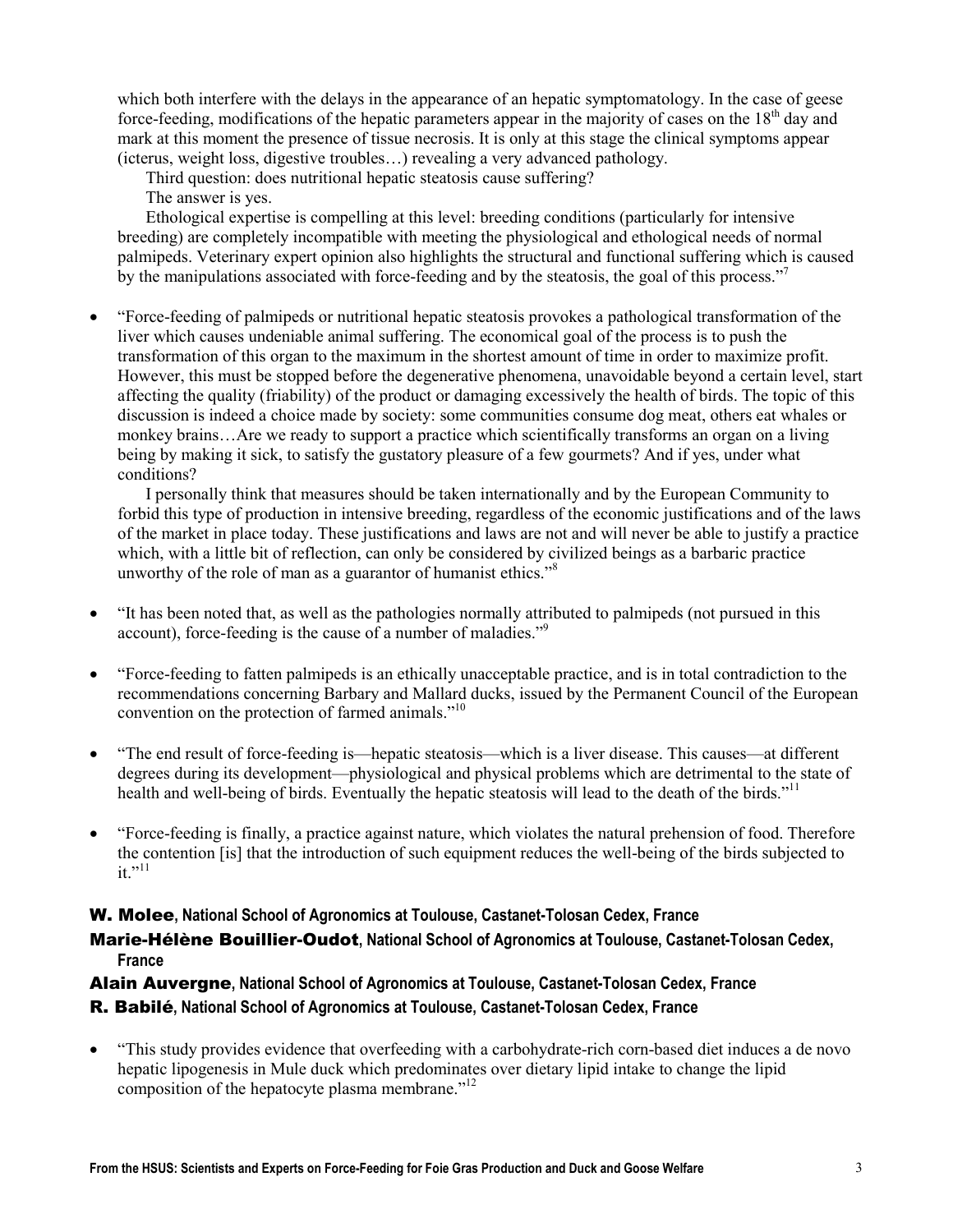which both interfere with the delays in the appearance of an hepatic symptomatology. In the case of geese force-feeding, modifications of the hepatic parameters appear in the majority of cases on the 18th day and mark at this moment the presence of tissue necrosis. It is only at this stage the clinical symptoms appear (icterus, weight loss, digestive troubles…) revealing a very advanced pathology.

Third question: does nutritional hepatic steatosis cause suffering?

The answer is yes.

Ethological expertise is compelling at this level: breeding conditions (particularly for intensive breeding) are completely incompatible with meeting the physiological and ethological needs of normal palmipeds. Veterinary expert opinion also highlights the structural and functional suffering which is caused by the manipulations associated with force-feeding and by the steatosis, the goal of this process."[7]

- "Force-feeding of palmipeds or nutritional hepatic steatosis provokes a pathological transformation of the liver which causes undeniable animal suffering. The economical goal of the process is to push the transformation of this organ to the maximum in the shortest amount of time in order to maximize profit. However, this must be stopped before the degenerative phenomena, unavoidable beyond a certain level, start affecting the quality (friability) of the product or damaging excessively the health of birds. The topic of this discussion is indeed a choice made by society: some communities consume dog meat, others eat whales or monkey brains…Are we ready to support a practice which scientifically transforms an organ on a living being by making it sick, to satisfy the gustatory pleasure of a few gourmets? And if yes, under what conditions?

  I personally think that measures should be taken internationally and by the European Community to forbid this type of production in intensive breeding, regardless of the economic justifications and of the laws of the market in place today. These justifications and laws are not and will never be able to justify a practice which, with a little bit of reflection, can only be considered by civilized beings as a barbaric practice unworthy of the role of man as a guarantor of humanist ethics."[8]

- "It has been noted that, as well as the pathologies normally attributed to palmipeds (not pursued in this account), force-feeding is the cause of a number of maladies."[9]

- "Force-feeding to fatten palmipeds is an ethically unacceptable practice, and is in total contradiction to the recommendations concerning Barbary and Mallard ducks, issued by the Permanent Council of the European convention on the protection of farmed animals."[10]

- "The end result of force-feeding is—hepatic steatosis—which is a liver disease. This causes—at different degrees during its development—physiological and physical problems which are detrimental to the state of health and well-being of birds. Eventually the hepatic steatosis will lead to the death of the birds."[11]

- "Force-feeding is finally, a practice against nature, which violates the natural prehension of food. Therefore the contention [is] that the introduction of such equipment reduces the well-being of the birds subjected to it."[11]

**W. Molee**, **National School of Agronomics at Toulouse, Castanet-Tolosan Cedex, France**

**Marie-Hélène Bouillier-Oudot**, **National School of Agronomics at Toulouse, Castanet-Tolosan Cedex, France**

**Alain Auvergne**, **National School of Agronomics at Toulouse, Castanet-Tolosan Cedex, France**

**R. Babilé**, **National School of Agronomics at Toulouse, Castanet-Tolosan Cedex, France**

- "This study provides evidence that overfeeding with a carbohydrate-rich corn-based diet induces a de novo hepatic lipogenesis in Mule duck which predominates over dietary lipid intake to change the lipid composition of the hepatocyte plasma membrane."[12]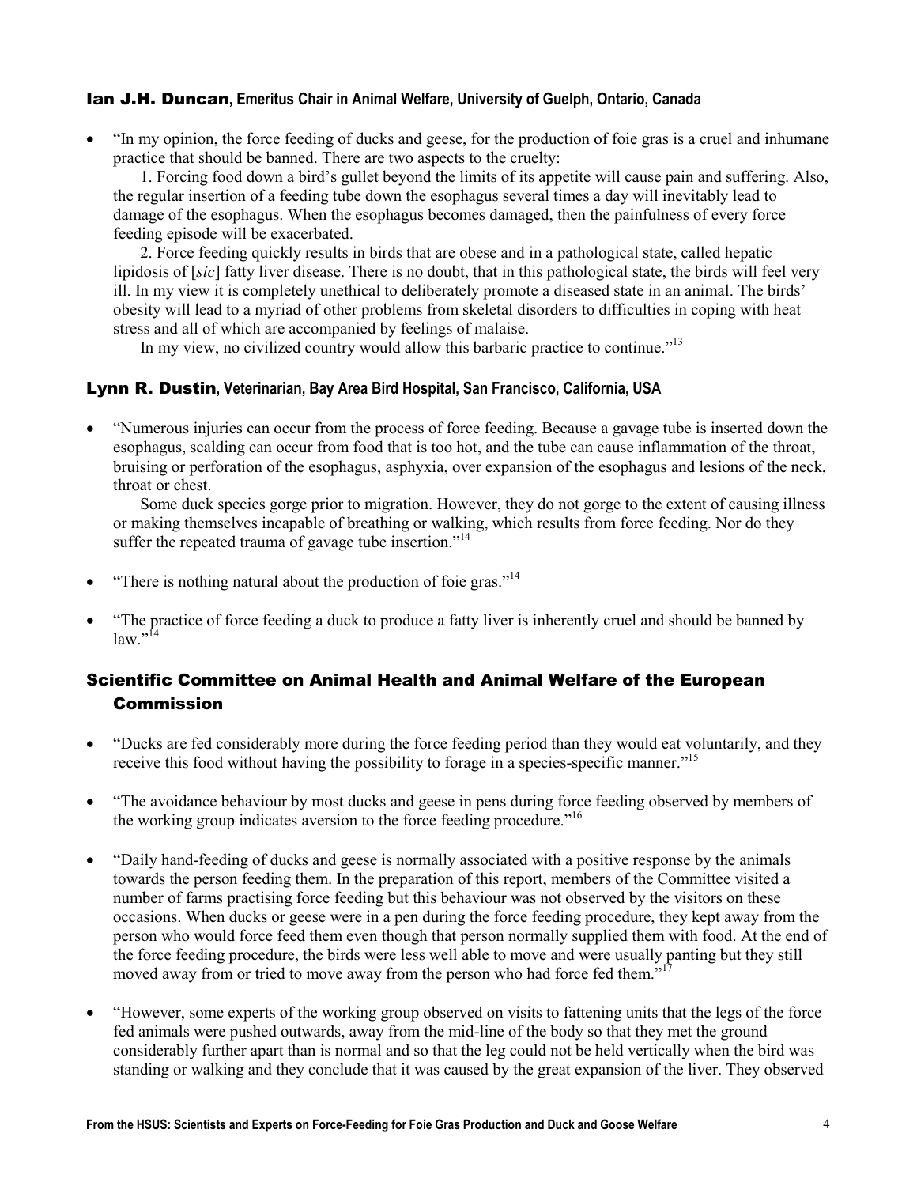### Ian J.H. Duncan, Emeritus Chair in Animal Welfare, University of Guelph, Ontario, Canada

- "In my opinion, the force feeding of ducks and geese, for the production of foie gras is a cruel and inhumane practice that should be banned. There are two aspects to the cruelty:

  1. Forcing food down a bird's gullet beyond the limits of its appetite will cause pain and suffering. Also, the regular insertion of a feeding tube down the esophagus several times a day will inevitably lead to damage of the esophagus. When the esophagus becomes damaged, then the painfulness of every force feeding episode will be exacerbated.

  2. Force feeding quickly results in birds that are obese and in a pathological state, called hepatic lipidosis of [*sic*] fatty liver disease. There is no doubt, that in this pathological state, the birds will feel very ill. In my view it is completely unethical to deliberately promote a diseased state in an animal. The birds' obesity will lead to a myriad of other problems from skeletal disorders to difficulties in coping with heat stress and all of which are accompanied by feelings of malaise.

  In my view, no civilized country would allow this barbaric practice to continue."[13]

### Lynn R. Dustin, Veterinarian, Bay Area Bird Hospital, San Francisco, California, USA

- "Numerous injuries can occur from the process of force feeding. Because a gavage tube is inserted down the esophagus, scalding can occur from food that is too hot, and the tube can cause inflammation of the throat, bruising or perforation of the esophagus, asphyxia, over expansion of the esophagus and lesions of the neck, throat or chest.

  Some duck species gorge prior to migration. However, they do not gorge to the extent of causing illness or making themselves incapable of breathing or walking, which results from force feeding. Nor do they suffer the repeated trauma of gavage tube insertion."[14]

- "There is nothing natural about the production of foie gras."[14]

- "The practice of force feeding a duck to produce a fatty liver is inherently cruel and should be banned by law."[14]

### Scientific Committee on Animal Health and Animal Welfare of the European Commission

- "Ducks are fed considerably more during the force feeding period than they would eat voluntarily, and they receive this food without having the possibility to forage in a species-specific manner."[15]

- "The avoidance behaviour by most ducks and geese in pens during force feeding observed by members of the working group indicates aversion to the force feeding procedure."[16]

- "Daily hand-feeding of ducks and geese is normally associated with a positive response by the animals towards the person feeding them. In the preparation of this report, members of the Committee visited a number of farms practising force feeding but this behaviour was not observed by the visitors on these occasions. When ducks or geese were in a pen during the force feeding procedure, they kept away from the person who would force feed them even though that person normally supplied them with food. At the end of the force feeding procedure, the birds were less well able to move and were usually panting but they still moved away from or tried to move away from the person who had force fed them."[17]

- "However, some experts of the working group observed on visits to fattening units that the legs of the force fed animals were pushed outwards, away from the mid-line of the body so that they met the ground considerably further apart than is normal and so that the leg could not be held vertically when the bird was standing or walking and they conclude that it was caused by the great expansion of the liver. They observed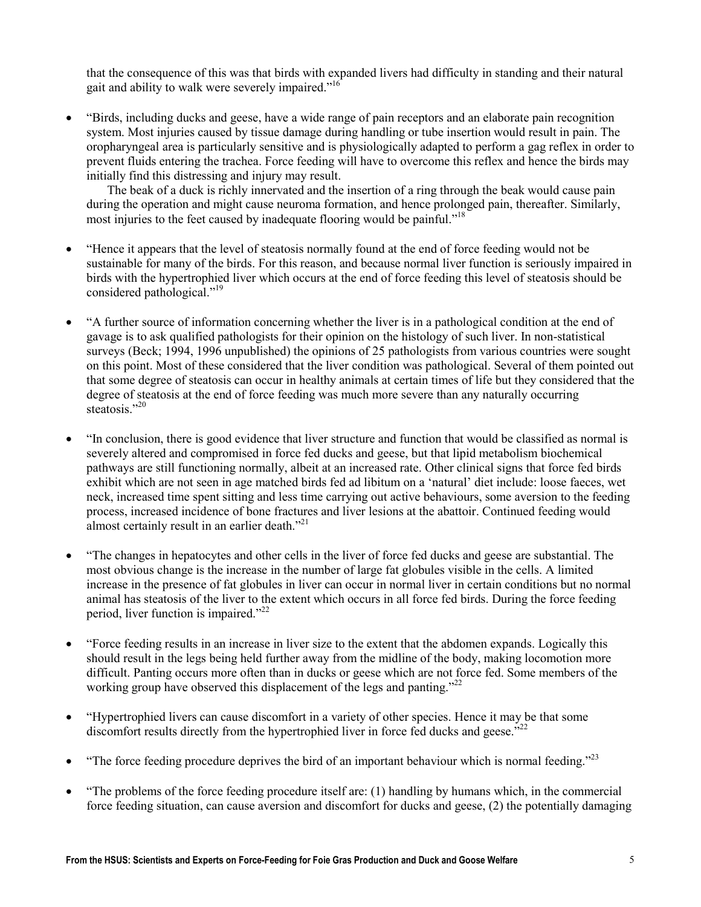that the consequence of this was that birds with expanded livers had difficulty in standing and their natural gait and ability to walk were severely impaired."[16]

- "Birds, including ducks and geese, have a wide range of pain receptors and an elaborate pain recognition system. Most injuries caused by tissue damage during handling or tube insertion would result in pain. The oropharyngeal area is particularly sensitive and is physiologically adapted to perform a gag reflex in order to prevent fluids entering the trachea. Force feeding will have to overcome this reflex and hence the birds may initially find this distressing and injury may result.

  The beak of a duck is richly innervated and the insertion of a ring through the beak would cause pain during the operation and might cause neuroma formation, and hence prolonged pain, thereafter. Similarly, most injuries to the feet caused by inadequate flooring would be painful."[18]

- "Hence it appears that the level of steatosis normally found at the end of force feeding would not be sustainable for many of the birds. For this reason, and because normal liver function is seriously impaired in birds with the hypertrophied liver which occurs at the end of force feeding this level of steatosis should be considered pathological."[19]

- "A further source of information concerning whether the liver is in a pathological condition at the end of gavage is to ask qualified pathologists for their opinion on the histology of such liver. In non-statistical surveys (Beck; 1994, 1996 unpublished) the opinions of 25 pathologists from various countries were sought on this point. Most of these considered that the liver condition was pathological. Several of them pointed out that some degree of steatosis can occur in healthy animals at certain times of life but they considered that the degree of steatosis at the end of force feeding was much more severe than any naturally occurring steatosis."[20]

- "In conclusion, there is good evidence that liver structure and function that would be classified as normal is severely altered and compromised in force fed ducks and geese, but that lipid metabolism biochemical pathways are still functioning normally, albeit at an increased rate. Other clinical signs that force fed birds exhibit which are not seen in age matched birds fed ad libitum on a 'natural' diet include: loose faeces, wet neck, increased time spent sitting and less time carrying out active behaviours, some aversion to the feeding process, increased incidence of bone fractures and liver lesions at the abattoir. Continued feeding would almost certainly result in an earlier death."[21]

- "The changes in hepatocytes and other cells in the liver of force fed ducks and geese are substantial. The most obvious change is the increase in the number of large fat globules visible in the cells. A limited increase in the presence of fat globules in liver can occur in normal liver in certain conditions but no normal animal has steatosis of the liver to the extent which occurs in all force fed birds. During the force feeding period, liver function is impaired."[22]

- "Force feeding results in an increase in liver size to the extent that the abdomen expands. Logically this should result in the legs being held further away from the midline of the body, making locomotion more difficult. Panting occurs more often than in ducks or geese which are not force fed. Some members of the working group have observed this displacement of the legs and panting."[22]

- "Hypertrophied livers can cause discomfort in a variety of other species. Hence it may be that some discomfort results directly from the hypertrophied liver in force fed ducks and geese."[22]

- "The force feeding procedure deprives the bird of an important behaviour which is normal feeding."[23]

- "The problems of the force feeding procedure itself are: (1) handling by humans which, in the commercial force feeding situation, can cause aversion and discomfort for ducks and geese, (2) the potentially damaging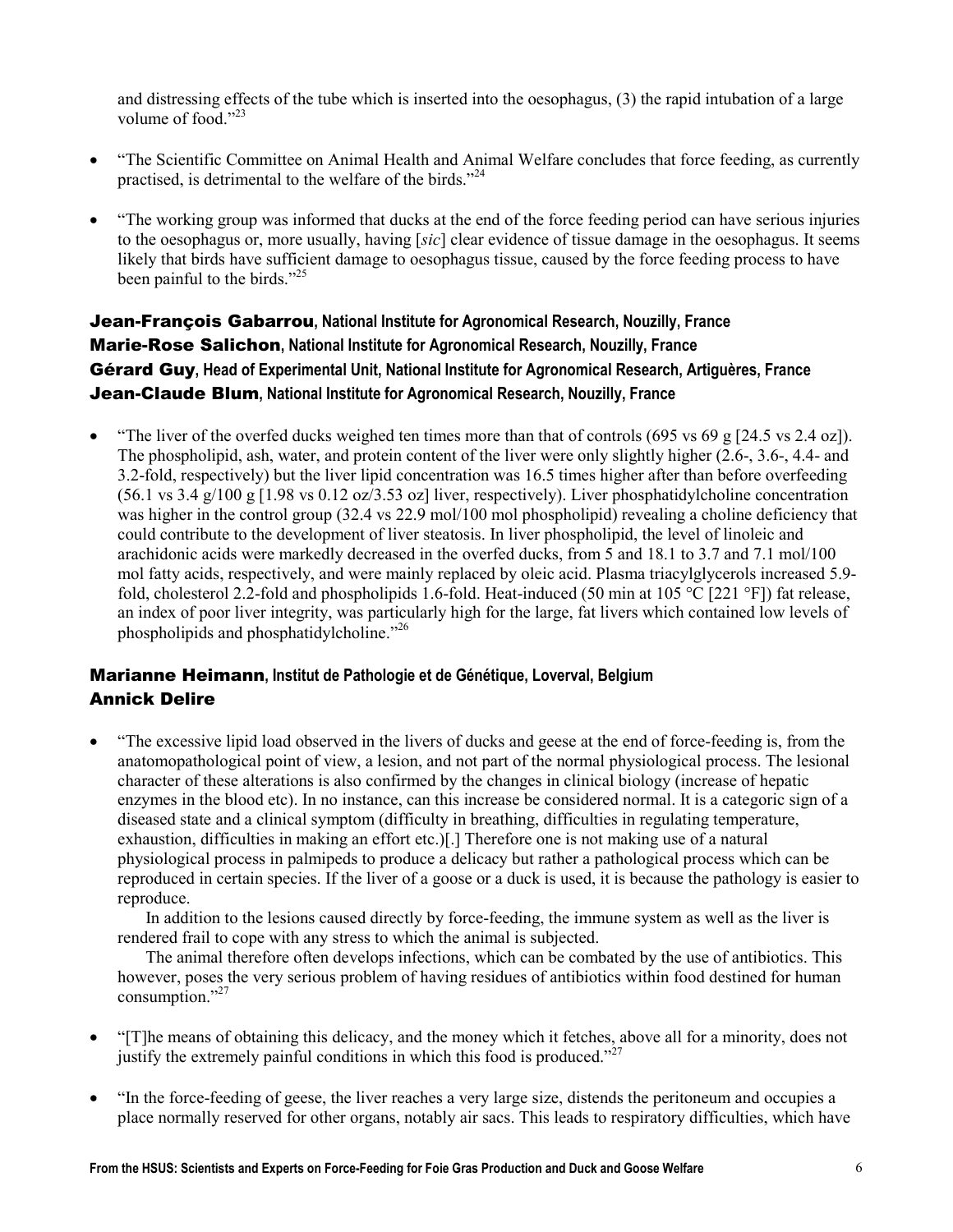and distressing effects of the tube which is inserted into the oesophagus, (3) the rapid intubation of a large volume of food."[23]

- "The Scientific Committee on Animal Health and Animal Welfare concludes that force feeding, as currently practised, is detrimental to the welfare of the birds."[24]
- "The working group was informed that ducks at the end of the force feeding period can have serious injuries to the oesophagus or, more usually, having [*sic*] clear evidence of tissue damage in the oesophagus. It seems likely that birds have sufficient damage to oesophagus tissue, caused by the force feeding process to have been painful to the birds."[25]

### Jean-François Gabarrou, National Institute for Agronomical Research, Nouzilly, France
### Marie-Rose Salichon, National Institute for Agronomical Research, Nouzilly, France
### Gérard Guy, Head of Experimental Unit, National Institute for Agronomical Research, Artiguères, France
### Jean-Claude Blum, National Institute for Agronomical Research, Nouzilly, France

- "The liver of the overfed ducks weighed ten times more than that of controls (695 vs 69 g [24.5 vs 2.4 oz]). The phospholipid, ash, water, and protein content of the liver were only slightly higher (2.6-, 3.6-, 4.4- and 3.2-fold, respectively) but the liver lipid concentration was 16.5 times higher after than before overfeeding (56.1 vs 3.4 g/100 g [1.98 vs 0.12 oz/3.53 oz] liver, respectively). Liver phosphatidylcholine concentration was higher in the control group (32.4 vs 22.9 mol/100 mol phospholipid) revealing a choline deficiency that could contribute to the development of liver steatosis. In liver phospholipid, the level of linoleic and arachidonic acids were markedly decreased in the overfed ducks, from 5 and 18.1 to 3.7 and 7.1 mol/100 mol fatty acids, respectively, and were mainly replaced by oleic acid. Plasma triacylglycerols increased 5.9-fold, cholesterol 2.2-fold and phospholipids 1.6-fold. Heat-induced (50 min at 105 °C [221 °F]) fat release, an index of poor liver integrity, was particularly high for the large, fat livers which contained low levels of phospholipids and phosphatidylcholine."[26]

### Marianne Heimann, Institut de Pathologie et de Génétique, Loverval, Belgium
### Annick Delire

- "The excessive lipid load observed in the livers of ducks and geese at the end of force-feeding is, from the anatomopathological point of view, a lesion, and not part of the normal physiological process. The lesional character of these alterations is also confirmed by the changes in clinical biology (increase of hepatic enzymes in the blood etc). In no instance, can this increase be considered normal. It is a categoric sign of a diseased state and a clinical symptom (difficulty in breathing, difficulties in regulating temperature, exhaustion, difficulties in making an effort etc.)[.] Therefore one is not making use of a natural physiological process in palmipeds to produce a delicacy but rather a pathological process which can be reproduced in certain species. If the liver of a goose or a duck is used, it is because the pathology is easier to reproduce.

  In addition to the lesions caused directly by force-feeding, the immune system as well as the liver is rendered frail to cope with any stress to which the animal is subjected.

  The animal therefore often develops infections, which can be combated by the use of antibiotics. This however, poses the very serious problem of having residues of antibiotics within food destined for human consumption."[27]
- "[T]he means of obtaining this delicacy, and the money which it fetches, above all for a minority, does not justify the extremely painful conditions in which this food is produced."[27]
- "In the force-feeding of geese, the liver reaches a very large size, distends the peritoneum and occupies a place normally reserved for other organs, notably air sacs. This leads to respiratory difficulties, which have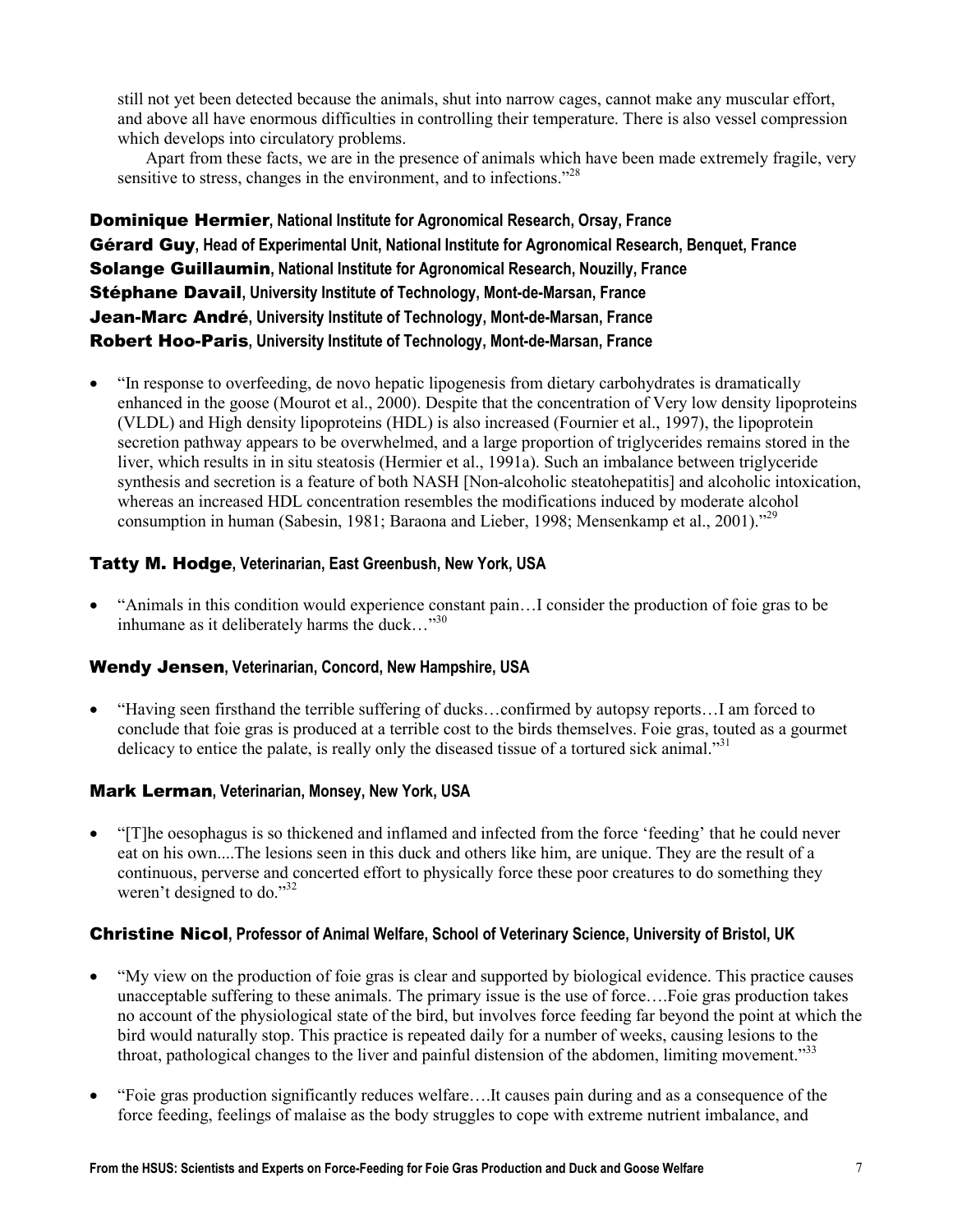still not yet been detected because the animals, shut into narrow cages, cannot make any muscular effort, and above all have enormous difficulties in controlling their temperature. There is also vessel compression which develops into circulatory problems.

Apart from these facts, we are in the presence of animals which have been made extremely fragile, very sensitive to stress, changes in the environment, and to infections."[28]

### Dominique Hermier, National Institute for Agronomical Research, Orsay, France
### Gérard Guy, Head of Experimental Unit, National Institute for Agronomical Research, Benquet, France
### Solange Guillaumin, National Institute for Agronomical Research, Nouzilly, France
### Stéphane Davail, University Institute of Technology, Mont-de-Marsan, France
### Jean-Marc André, University Institute of Technology, Mont-de-Marsan, France
### Robert Hoo-Paris, University Institute of Technology, Mont-de-Marsan, France

- "In response to overfeeding, de novo hepatic lipogenesis from dietary carbohydrates is dramatically enhanced in the goose (Mourot et al., 2000). Despite that the concentration of Very low density lipoproteins (VLDL) and High density lipoproteins (HDL) is also increased (Fournier et al., 1997), the lipoprotein secretion pathway appears to be overwhelmed, and a large proportion of triglycerides remains stored in the liver, which results in in situ steatosis (Hermier et al., 1991a). Such an imbalance between triglyceride synthesis and secretion is a feature of both NASH [Non-alcoholic steatohepatitis] and alcoholic intoxication, whereas an increased HDL concentration resembles the modifications induced by moderate alcohol consumption in human (Sabesin, 1981; Baraona and Lieber, 1998; Mensenkamp et al., 2001)."[29]

### Tatty M. Hodge, Veterinarian, East Greenbush, New York, USA

- "Animals in this condition would experience constant pain…I consider the production of foie gras to be inhumane as it deliberately harms the duck…"[30]

### Wendy Jensen, Veterinarian, Concord, New Hampshire, USA

- "Having seen firsthand the terrible suffering of ducks…confirmed by autopsy reports…I am forced to conclude that foie gras is produced at a terrible cost to the birds themselves. Foie gras, touted as a gourmet delicacy to entice the palate, is really only the diseased tissue of a tortured sick animal."[31]

### Mark Lerman, Veterinarian, Monsey, New York, USA

- "[T]he oesophagus is so thickened and inflamed and infected from the force 'feeding' that he could never eat on his own....The lesions seen in this duck and others like him, are unique. They are the result of a continuous, perverse and concerted effort to physically force these poor creatures to do something they weren't designed to do."[32]

### Christine Nicol, Professor of Animal Welfare, School of Veterinary Science, University of Bristol, UK

- "My view on the production of foie gras is clear and supported by biological evidence. This practice causes unacceptable suffering to these animals. The primary issue is the use of force….Foie gras production takes no account of the physiological state of the bird, but involves force feeding far beyond the point at which the bird would naturally stop. This practice is repeated daily for a number of weeks, causing lesions to the throat, pathological changes to the liver and painful distension of the abdomen, limiting movement."[33]
- "Foie gras production significantly reduces welfare….It causes pain during and as a consequence of the force feeding, feelings of malaise as the body struggles to cope with extreme nutrient imbalance, and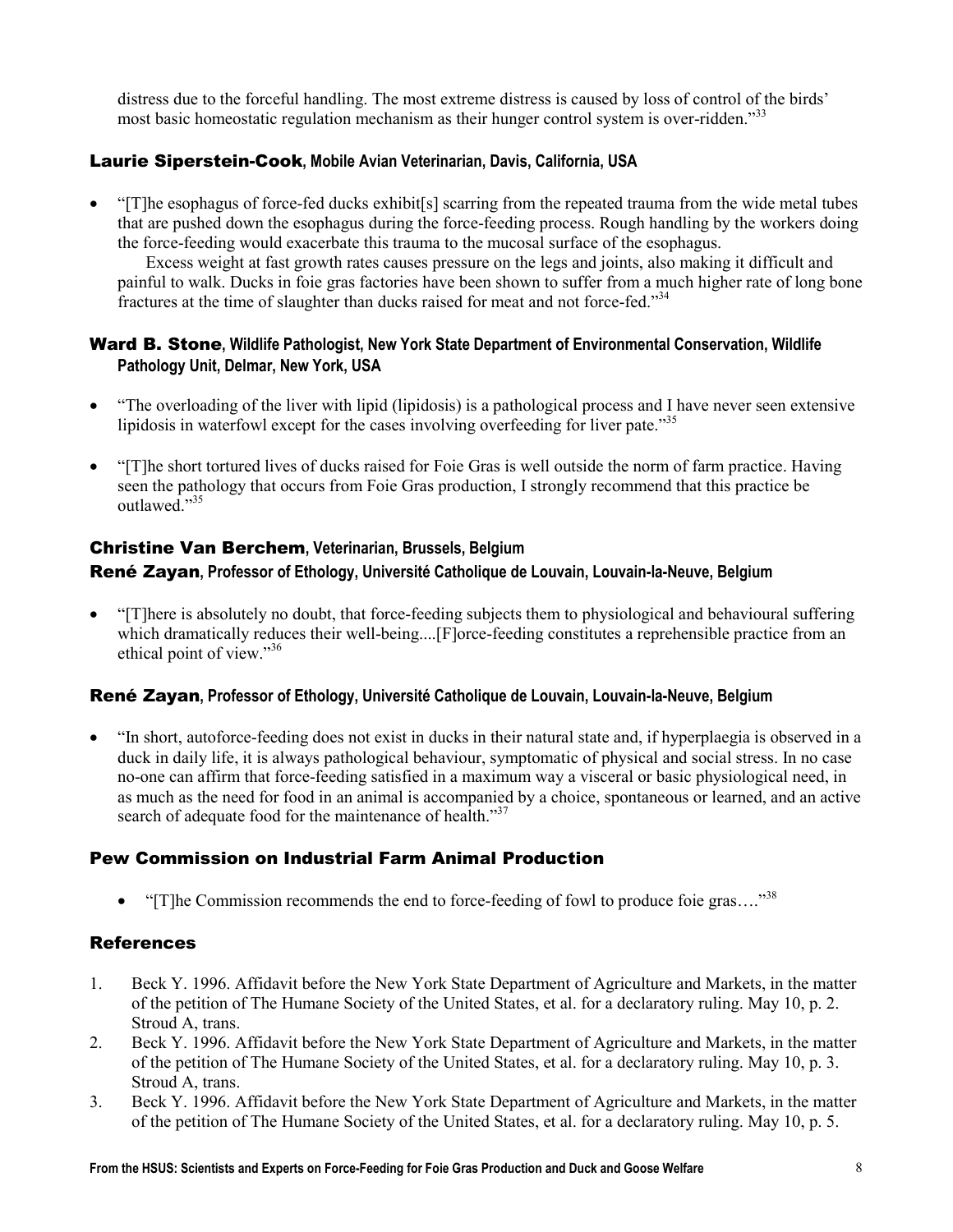distress due to the forceful handling. The most extreme distress is caused by loss of control of the birds' most basic homeostatic regulation mechanism as their hunger control system is over-ridden."[33]

### Laurie Siperstein-Cook, Mobile Avian Veterinarian, Davis, California, USA

- "[T]he esophagus of force-fed ducks exhibit[s] scarring from the repeated trauma from the wide metal tubes that are pushed down the esophagus during the force-feeding process. Rough handling by the workers doing the force-feeding would exacerbate this trauma to the mucosal surface of the esophagus.

  Excess weight at fast growth rates causes pressure on the legs and joints, also making it difficult and painful to walk. Ducks in foie gras factories have been shown to suffer from a much higher rate of long bone fractures at the time of slaughter than ducks raised for meat and not force-fed."[34]

### Ward B. Stone, Wildlife Pathologist, New York State Department of Environmental Conservation, Wildlife Pathology Unit, Delmar, New York, USA

- "The overloading of the liver with lipid (lipidosis) is a pathological process and I have never seen extensive lipidosis in waterfowl except for the cases involving overfeeding for liver pate."[35]
- "[T]he short tortured lives of ducks raised for Foie Gras is well outside the norm of farm practice. Having seen the pathology that occurs from Foie Gras production, I strongly recommend that this practice be outlawed."[35]

### Christine Van Berchem, Veterinarian, Brussels, Belgium
### René Zayan, Professor of Ethology, Université Catholique de Louvain, Louvain-la-Neuve, Belgium

- "[T]here is absolutely no doubt, that force-feeding subjects them to physiological and behavioural suffering which dramatically reduces their well-being....[F]orce-feeding constitutes a reprehensible practice from an ethical point of view."[36]

### René Zayan, Professor of Ethology, Université Catholique de Louvain, Louvain-la-Neuve, Belgium

- "In short, autoforce-feeding does not exist in ducks in their natural state and, if hyperplaegia is observed in a duck in daily life, it is always pathological behaviour, symptomatic of physical and social stress. In no case no-one can affirm that force-feeding satisfied in a maximum way a visceral or basic physiological need, in as much as the need for food in an animal is accompanied by a choice, spontaneous or learned, and an active search of adequate food for the maintenance of health."[37]

### Pew Commission on Industrial Farm Animal Production

- "[T]he Commission recommends the end to force-feeding of fowl to produce foie gras…."[38]

### References

1. Beck Y. 1996. Affidavit before the New York State Department of Agriculture and Markets, in the matter of the petition of The Humane Society of the United States, et al. for a declaratory ruling. May 10, p. 2. Stroud A, trans.
2. Beck Y. 1996. Affidavit before the New York State Department of Agriculture and Markets, in the matter of the petition of The Humane Society of the United States, et al. for a declaratory ruling. May 10, p. 3. Stroud A, trans.
3. Beck Y. 1996. Affidavit before the New York State Department of Agriculture and Markets, in the matter of the petition of The Humane Society of the United States, et al. for a declaratory ruling. May 10, p. 5.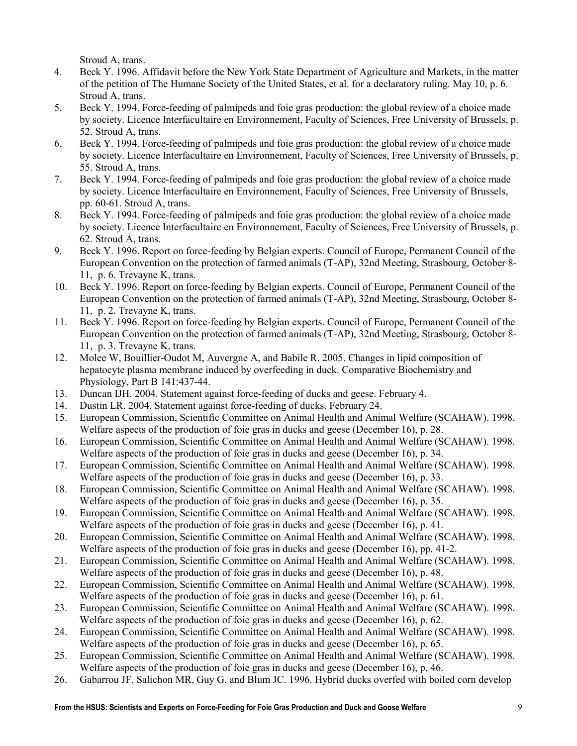Stroud A, trans.

4. Beck Y. 1996. Affidavit before the New York State Department of Agriculture and Markets, in the matter of the petition of The Humane Society of the United States, et al. for a declaratory ruling. May 10, p. 6. Stroud A, trans.
5. Beck Y. 1994. Force-feeding of palmipeds and foie gras production: the global review of a choice made by society. Licence Interfacultaire en Environnement, Faculty of Sciences, Free University of Brussels, p. 52. Stroud A, trans.
6. Beck Y. 1994. Force-feeding of palmipeds and foie gras production: the global review of a choice made by society. Licence Interfacultaire en Environnement, Faculty of Sciences, Free University of Brussels, p. 55. Stroud A, trans.
7. Beck Y. 1994. Force-feeding of palmipeds and foie gras production: the global review of a choice made by society. Licence Interfacultaire en Environnement, Faculty of Sciences, Free University of Brussels, pp. 60-61. Stroud A, trans.
8. Beck Y. 1994. Force-feeding of palmipeds and foie gras production: the global review of a choice made by society. Licence Interfacultaire en Environnement, Faculty of Sciences, Free University of Brussels, p. 62. Stroud A, trans.
9. Beck Y. 1996. Report on force-feeding by Belgian experts. Council of Europe, Permanent Council of the European Convention on the protection of farmed animals (T-AP), 32nd Meeting, Strasbourg, October 8-11, p. 6. Trevayne K, trans.
10. Beck Y. 1996. Report on force-feeding by Belgian experts. Council of Europe, Permanent Council of the European Convention on the protection of farmed animals (T-AP), 32nd Meeting, Strasbourg, October 8-11, p. 2. Trevayne K, trans.
11. Beck Y. 1996. Report on force-feeding by Belgian experts. Council of Europe, Permanent Council of the European Convention on the protection of farmed animals (T-AP), 32nd Meeting, Strasbourg, October 8-11, p. 3. Trevayne K, trans.
12. Molee W, Bouillier-Oudot M, Auvergne A, and Babile R. 2005. Changes in lipid composition of hepatocyte plasma membrane induced by overfeeding in duck. Comparative Biochemistry and Physiology, Part B 141:437-44.
13. Duncan IJH. 2004. Statement against force-feeding of ducks and geese. February 4.
14. Dustin LR. 2004. Statement against force-feeding of ducks. February 24.
15. European Commission, Scientific Committee on Animal Health and Animal Welfare (SCAHAW). 1998. Welfare aspects of the production of foie gras in ducks and geese (December 16), p. 28.
16. European Commission, Scientific Committee on Animal Health and Animal Welfare (SCAHAW). 1998. Welfare aspects of the production of foie gras in ducks and geese (December 16), p. 34.
17. European Commission, Scientific Committee on Animal Health and Animal Welfare (SCAHAW). 1998. Welfare aspects of the production of foie gras in ducks and geese (December 16), p. 33.
18. European Commission, Scientific Committee on Animal Health and Animal Welfare (SCAHAW). 1998. Welfare aspects of the production of foie gras in ducks and geese (December 16), p. 35.
19. European Commission, Scientific Committee on Animal Health and Animal Welfare (SCAHAW). 1998. Welfare aspects of the production of foie gras in ducks and geese (December 16), p. 41.
20. European Commission, Scientific Committee on Animal Health and Animal Welfare (SCAHAW). 1998. Welfare aspects of the production of foie gras in ducks and geese (December 16), pp. 41-2.
21. European Commission, Scientific Committee on Animal Health and Animal Welfare (SCAHAW). 1998. Welfare aspects of the production of foie gras in ducks and geese (December 16), p. 48.
22. European Commission, Scientific Committee on Animal Health and Animal Welfare (SCAHAW). 1998. Welfare aspects of the production of foie gras in ducks and geese (December 16), p. 61.
23. European Commission, Scientific Committee on Animal Health and Animal Welfare (SCAHAW). 1998. Welfare aspects of the production of foie gras in ducks and geese (December 16), p. 62.
24. European Commission, Scientific Committee on Animal Health and Animal Welfare (SCAHAW). 1998. Welfare aspects of the production of foie gras in ducks and geese (December 16), p. 65.
25. European Commission, Scientific Committee on Animal Health and Animal Welfare (SCAHAW). 1998. Welfare aspects of the production of foie gras in ducks and geese (December 16), p. 46.
26. Gabarrou JF, Salichon MR, Guy G, and Blum JC. 1996. Hybrid ducks overfed with boiled corn develop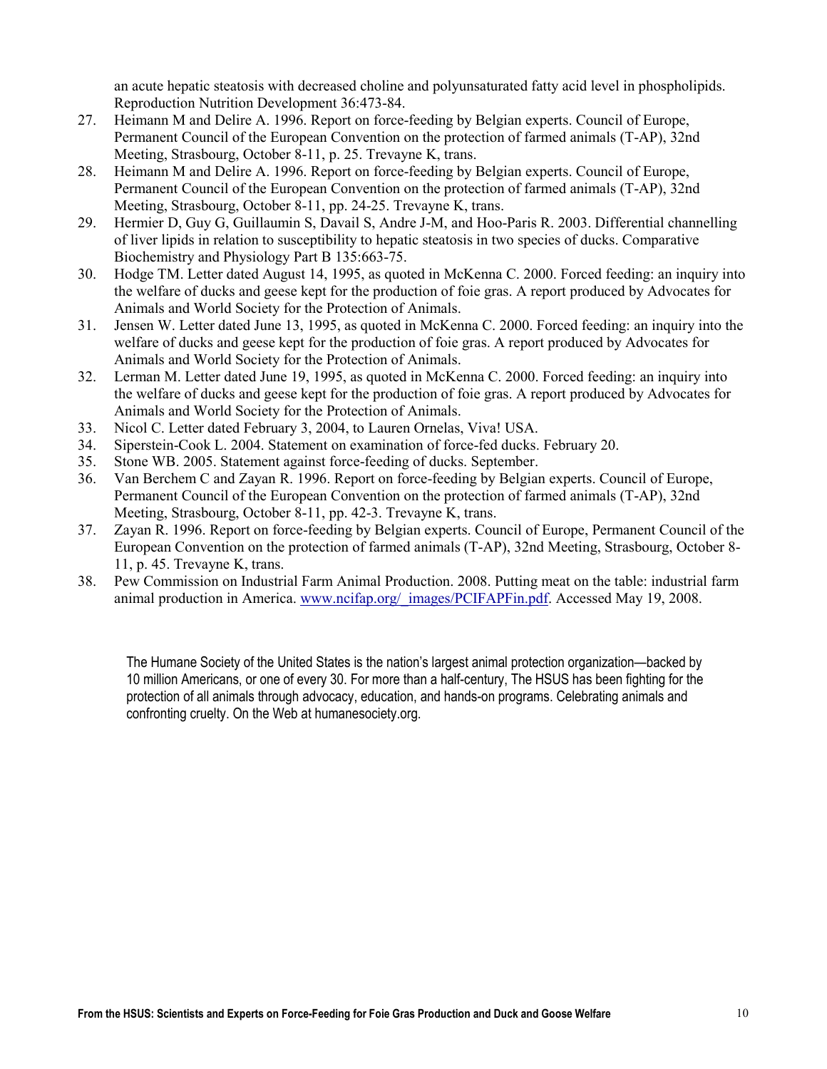an acute hepatic steatosis with decreased choline and polyunsaturated fatty acid level in phospholipids. Reproduction Nutrition Development 36:473-84.

27. Heimann M and Delire A. 1996. Report on force-feeding by Belgian experts. Council of Europe, Permanent Council of the European Convention on the protection of farmed animals (T-AP), 32nd Meeting, Strasbourg, October 8-11, p. 25. Trevayne K, trans.
28. Heimann M and Delire A. 1996. Report on force-feeding by Belgian experts. Council of Europe, Permanent Council of the European Convention on the protection of farmed animals (T-AP), 32nd Meeting, Strasbourg, October 8-11, pp. 24-25. Trevayne K, trans.
29. Hermier D, Guy G, Guillaumin S, Davail S, Andre J-M, and Hoo-Paris R. 2003. Differential channelling of liver lipids in relation to susceptibility to hepatic steatosis in two species of ducks. Comparative Biochemistry and Physiology Part B 135:663-75.
30. Hodge TM. Letter dated August 14, 1995, as quoted in McKenna C. 2000. Forced feeding: an inquiry into the welfare of ducks and geese kept for the production of foie gras. A report produced by Advocates for Animals and World Society for the Protection of Animals.
31. Jensen W. Letter dated June 13, 1995, as quoted in McKenna C. 2000. Forced feeding: an inquiry into the welfare of ducks and geese kept for the production of foie gras. A report produced by Advocates for Animals and World Society for the Protection of Animals.
32. Lerman M. Letter dated June 19, 1995, as quoted in McKenna C. 2000. Forced feeding: an inquiry into the welfare of ducks and geese kept for the production of foie gras. A report produced by Advocates for Animals and World Society for the Protection of Animals.
33. Nicol C. Letter dated February 3, 2004, to Lauren Ornelas, Viva! USA.
34. Siperstein-Cook L. 2004. Statement on examination of force-fed ducks. February 20.
35. Stone WB. 2005. Statement against force-feeding of ducks. September.
36. Van Berchem C and Zayan R. 1996. Report on force-feeding by Belgian experts. Council of Europe, Permanent Council of the European Convention on the protection of farmed animals (T-AP), 32nd Meeting, Strasbourg, October 8-11, pp. 42-3. Trevayne K, trans.
37. Zayan R. 1996. Report on force-feeding by Belgian experts. Council of Europe, Permanent Council of the European Convention on the protection of farmed animals (T-AP), 32nd Meeting, Strasbourg, October 8-11, p. 45. Trevayne K, trans.
38. Pew Commission on Industrial Farm Animal Production. 2008. Putting meat on the table: industrial farm animal production in America. www.ncifap.org/_images/PCIFAPFin.pdf. Accessed May 19, 2008.

The Humane Society of the United States is the nation's largest animal protection organization—backed by 10 million Americans, or one of every 30. For more than a half-century, The HSUS has been fighting for the protection of all animals through advocacy, education, and hands-on programs. Celebrating animals and confronting cruelty. On the Web at humanesociety.org.